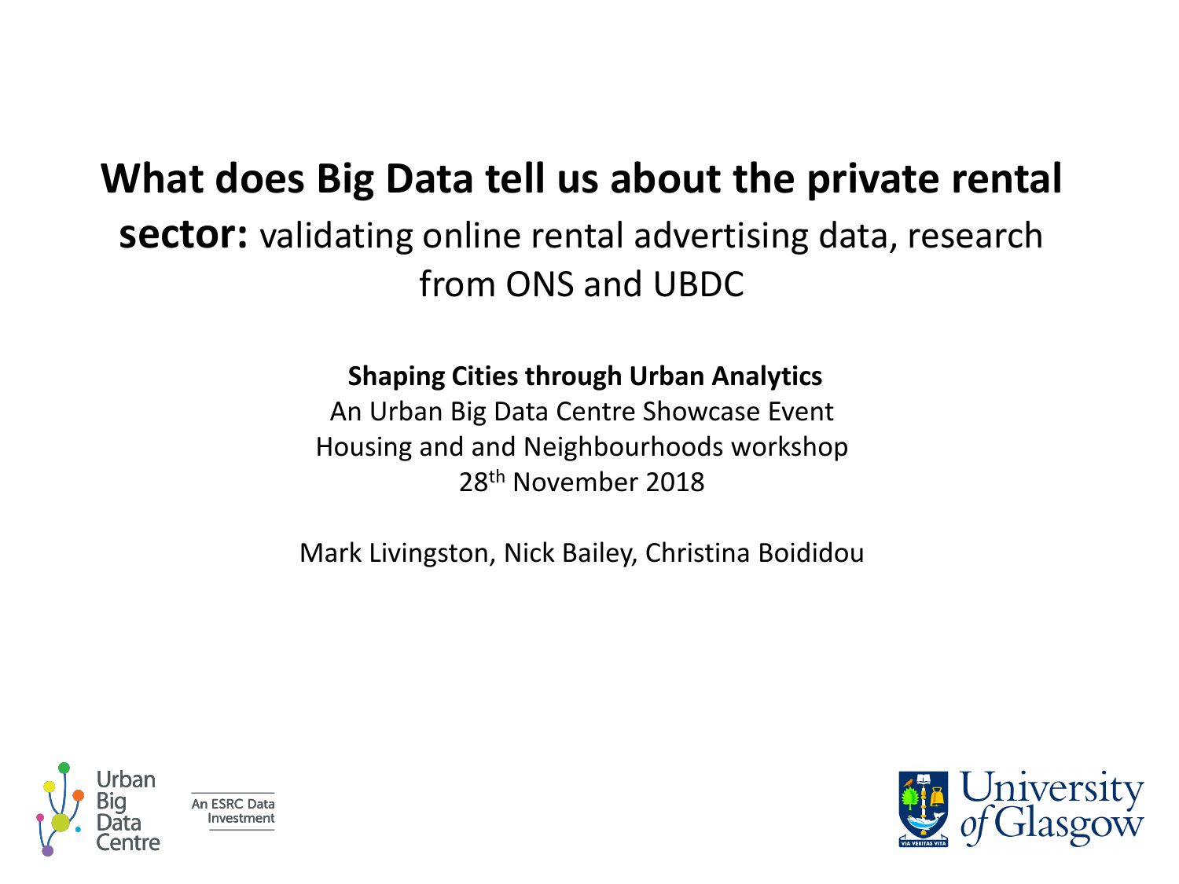# **What does Big Data tell us about the private rental sector:** validating online rental advertising data, research from ONS and UBDC

**Shaping Cities through Urban Analytics**

An Urban Big Data Centre Showcase Event

Housing and and Neighbourhoods workshop

28th November 2018

Mark Livingston, Nick Bailey, Christina Boididou

Urban Big Data Centre

An ESRC Data Investment

University of Glasgow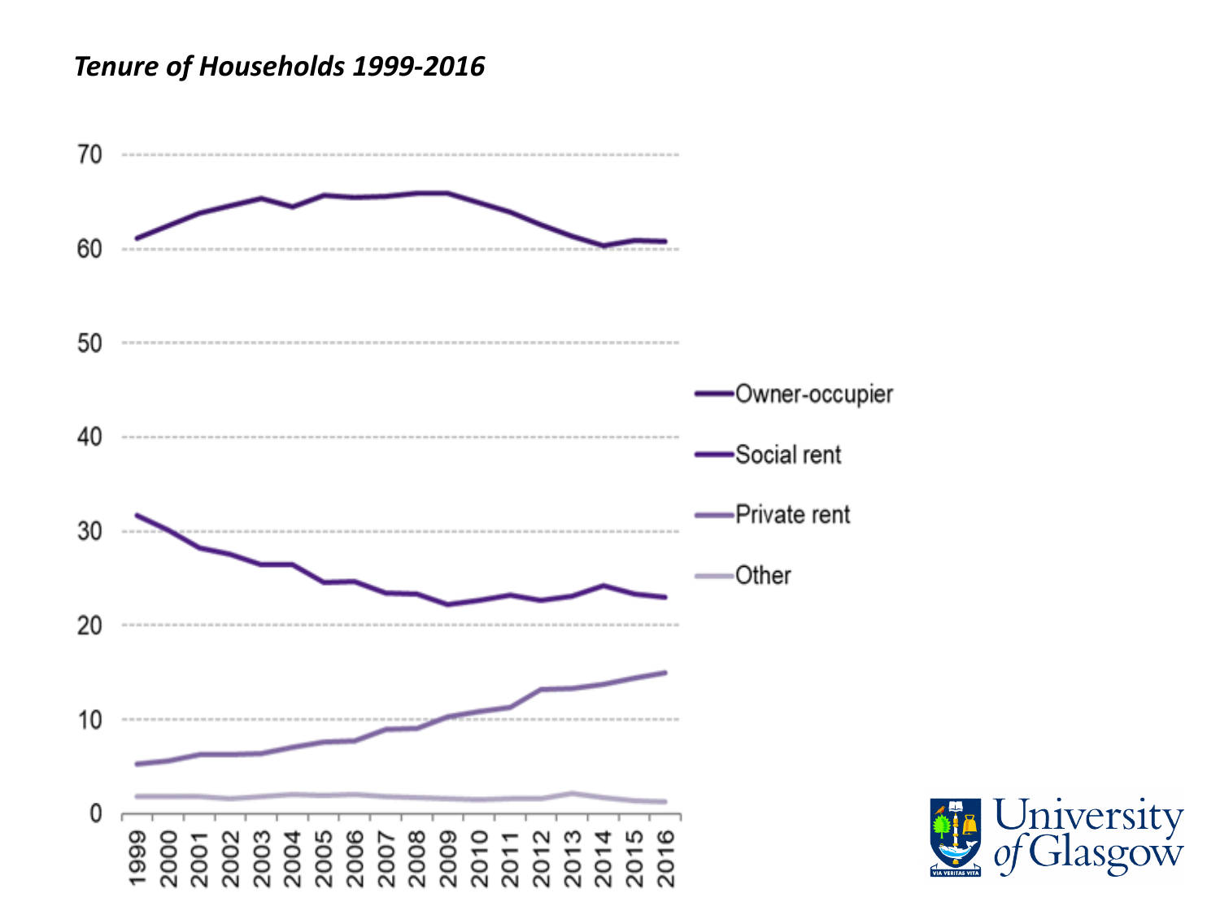*Tenure of Households 1999-2016*

70

60

50

40

30

20

10

0

1999 2000 2001 2002 2003 2004 2005 2006 2007 2008 2009 2010 2011 2012 2013 2014 2015 2016

- Owner-occupier
- Social rent
- Private rent
- Other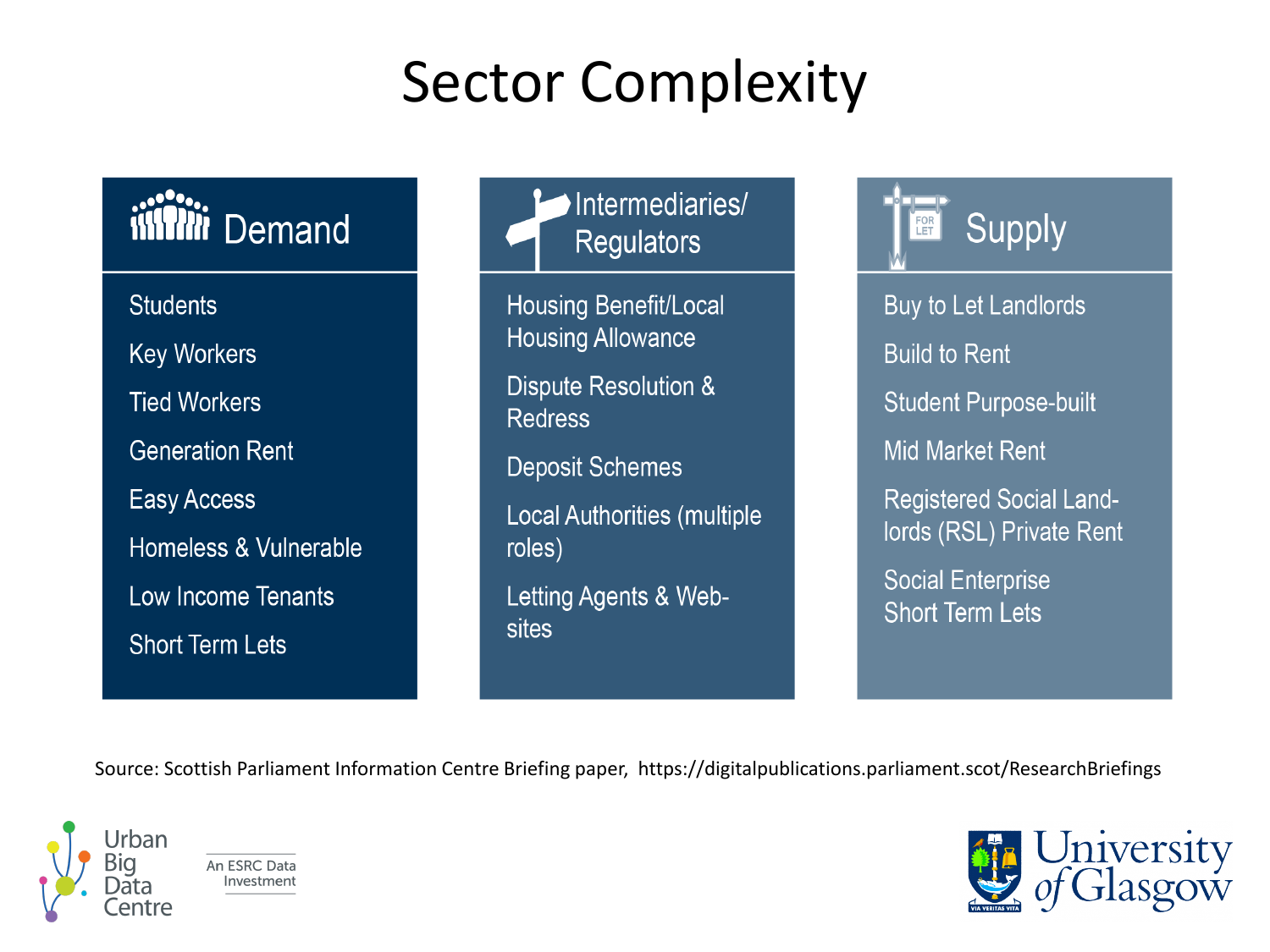# Sector Complexity

## Demand

- Students
- Key Workers
- Tied Workers
- Generation Rent
- Easy Access
- Homeless & Vulnerable
- Low Income Tenants
- Short Term Lets

## Intermediaries/ Regulators

- Housing Benefit/Local Housing Allowance
- Dispute Resolution & Redress
- Deposit Schemes
- Local Authorities (multiple roles)
- Letting Agents & Web-sites

## Supply

- Buy to Let Landlords
- Build to Rent
- Student Purpose-built
- Mid Market Rent
- Registered Social Land-lords (RSL) Private Rent
- Social Enterprise Short Term Lets

Source: Scottish Parliament Information Centre Briefing paper, https://digitalpublications.parliament.scot/ResearchBriefings

Urban Big Data Centre — An ESRC Data Investment

University of Glasgow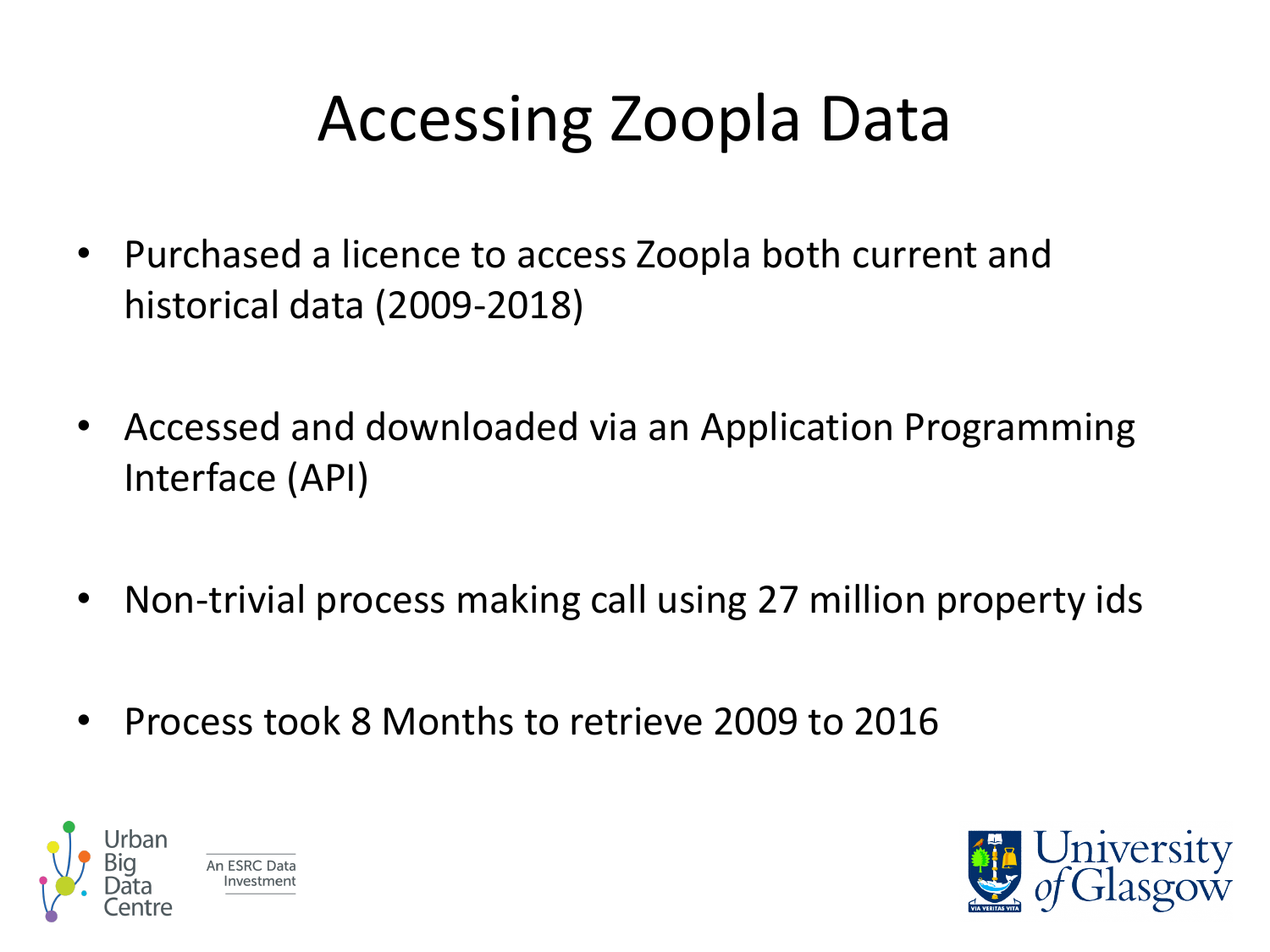# Accessing Zoopla Data

- Purchased a licence to access Zoopla both current and historical data (2009-2018)
- Accessed and downloaded via an Application Programming Interface (API)
- Non-trivial process making call using 27 million property ids
- Process took 8 Months to retrieve 2009 to 2016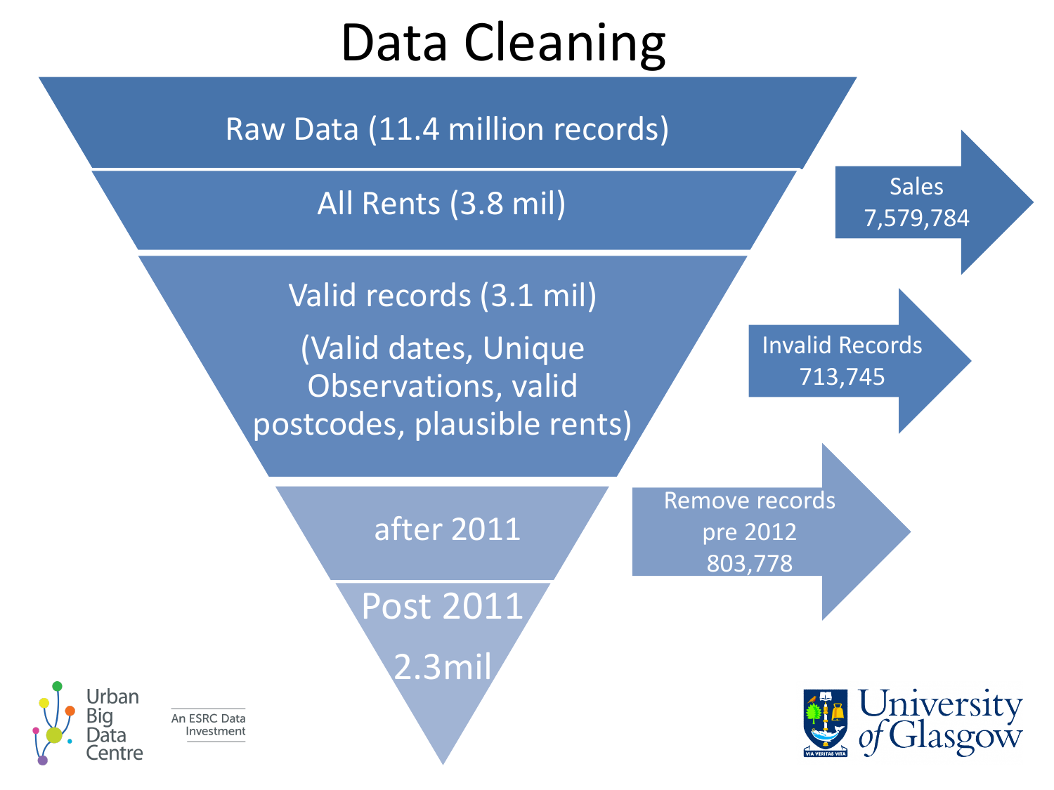# Data Cleaning

- Raw Data (11.4 million records)
- All Rents (3.8 mil)
- Valid records (3.1 mil)
  (Valid dates, Unique Observations, valid postcodes, plausible rents)
- after 2011
- Post 2011
  2.3mil

Sales
7,579,784

Invalid Records
713,745

Remove records pre 2012
803,778

Urban Big Data Centre

An ESRC Data Investment

University of Glasgow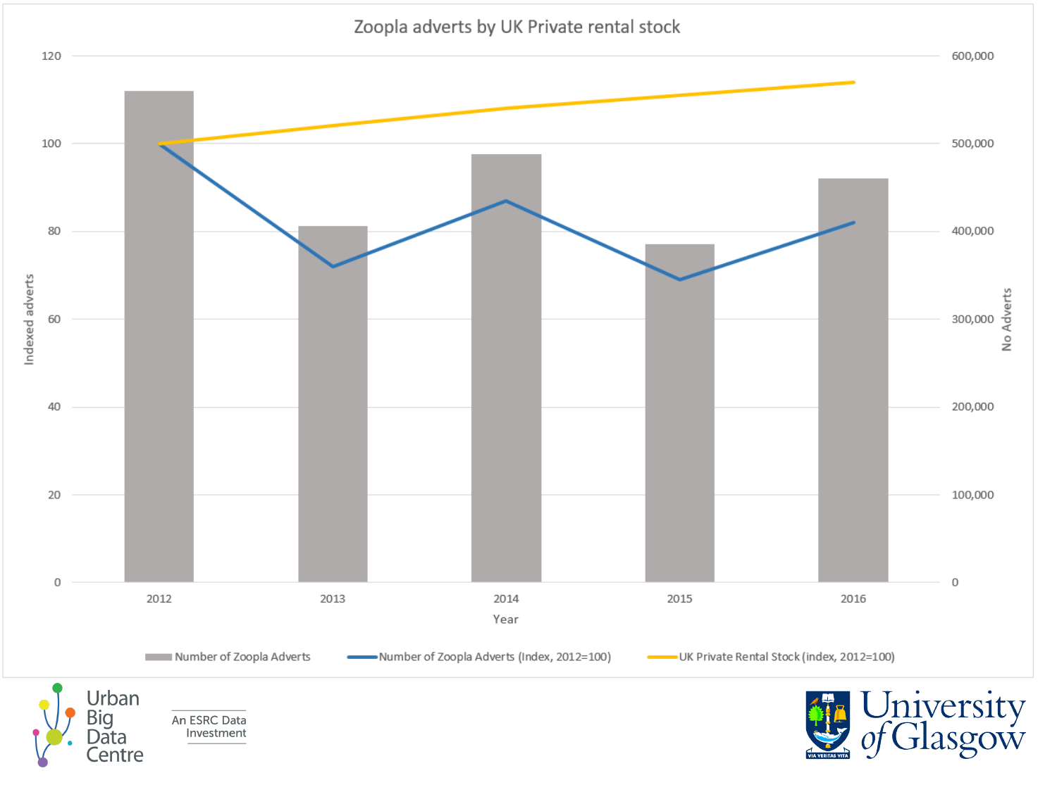## Zoopla adverts by UK Private rental stock

Indexed adverts (left axis: 0–120); No Adverts (right axis: 0–600,000)

Year: 2012, 2013, 2014, 2015, 2016

- Number of Zoopla Adverts
- Number of Zoopla Adverts (Index, 2012=100)
- UK Private Rental Stock (index, 2012=100)

Urban Big Data Centre

An ESRC Data Investment

University of Glasgow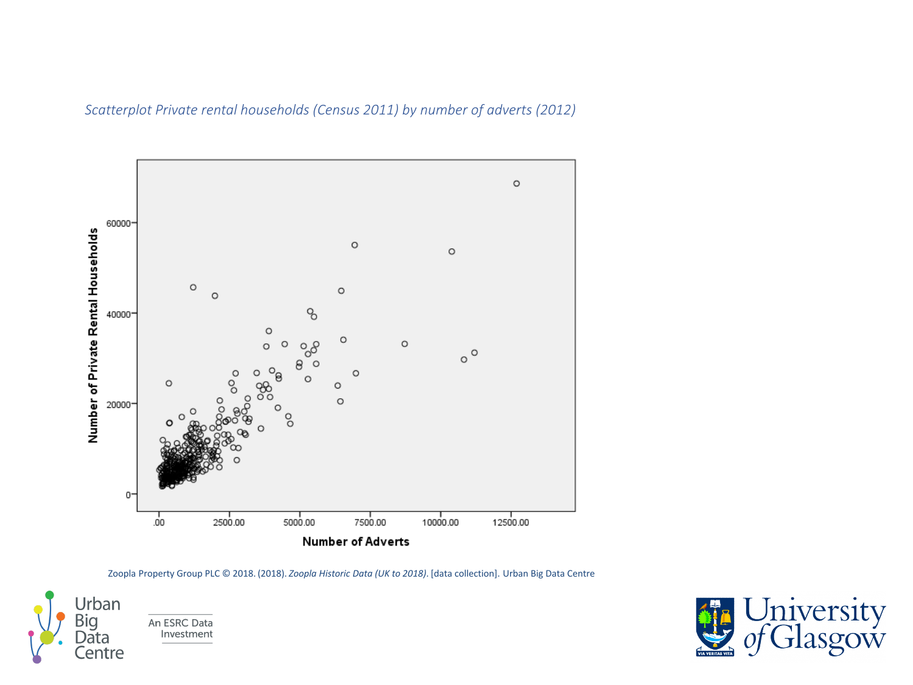*Scatterplot Private rental households (Census 2011) by number of adverts (2012)*

Zoopla Property Group PLC © 2018. (2018). *Zoopla Historic Data (UK to 2018)*. [data collection]. Urban Big Data Centre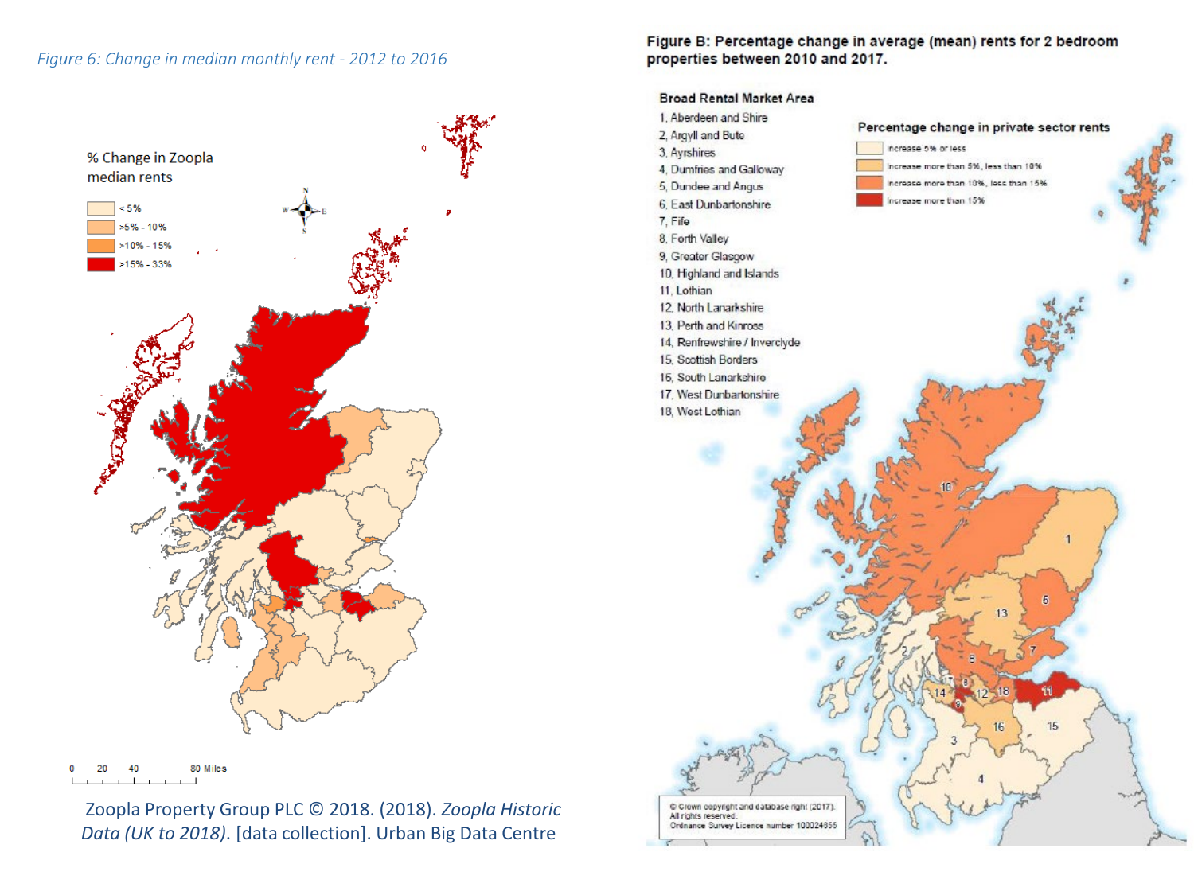*Figure 6: Change in median monthly rent - 2012 to 2016*

% Change in Zoopla median rents

- < 5%
- >5% - 10%
- >10% - 15%
- >15% - 33%

0 20 40 80 Miles

Zoopla Property Group PLC © 2018. (2018). *Zoopla Historic Data (UK to 2018)*. [data collection]. Urban Big Data Centre

**Figure B: Percentage change in average (mean) rents for 2 bedroom properties between 2010 and 2017.**

**Broad Rental Market Area**

1. Aberdeen and Shire
2. Argyll and Bute
3. Ayrshires
4. Dumfries and Galloway
5. Dundee and Angus
6. East Dunbartonshire
7. Fife
8. Forth Valley
9. Greater Glasgow
10. Highland and Islands
11. Lothian
12. North Lanarkshire
13. Perth and Kinross
14. Renfrewshire / Inverclyde
15. Scottish Borders
16. South Lanarkshire
17. West Dunbartonshire
18. West Lothian

**Percentage change in private sector rents**

- Increase 5% or less
- Increase more than 5%, less than 10%
- Increase more than 10%, less than 15%
- Increase more than 15%

© Crown copyright and database right (2017). All rights reserved. Ordnance Survey Licence number 100024655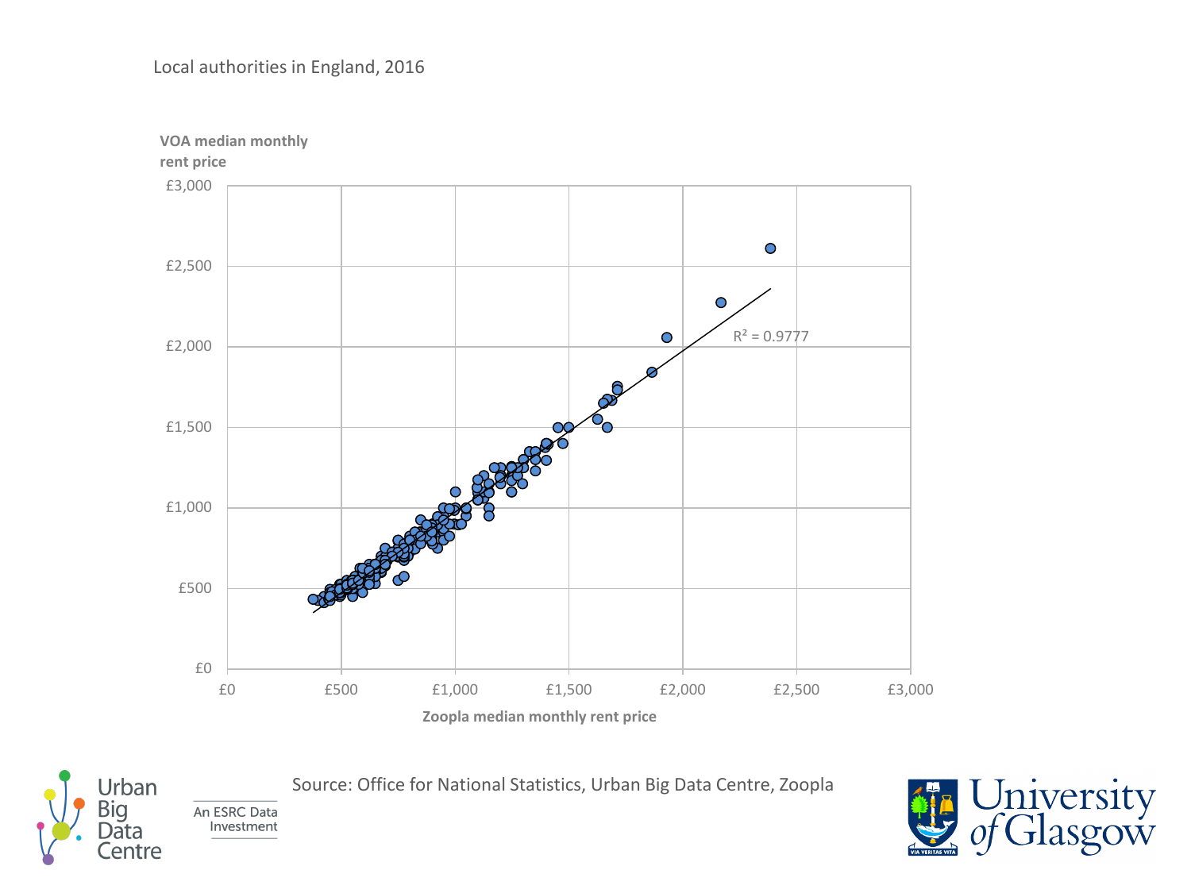Local authorities in England, 2016

**VOA median monthly rent price**

£3,000

£2,500

£2,000

£1,500

£1,000

£500

£0

£0 £500 £1,000 £1,500 £2,000 £2,500 £3,000

**Zoopla median monthly rent price**

$R^2 = 0.9777$

Source: Office for National Statistics, Urban Big Data Centre, Zoopla

Urban Big Data Centre

An ESRC Data Investment

University of Glasgow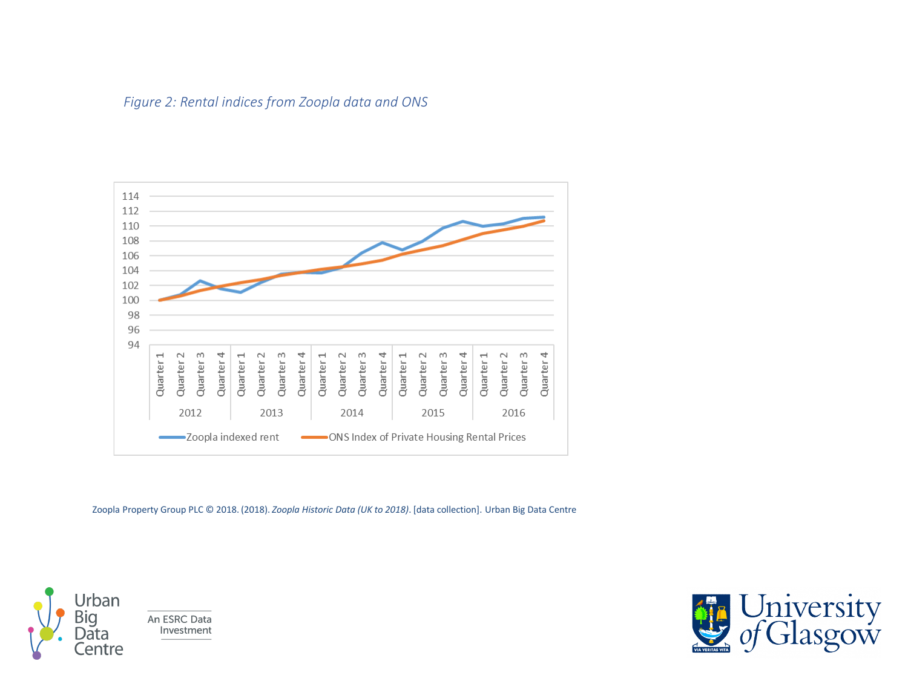*Figure 2: Rental indices from Zoopla data and ONS*

Zoopla Property Group PLC © 2018. (2018). *Zoopla Historic Data (UK to 2018)*. [data collection]. Urban Big Data Centre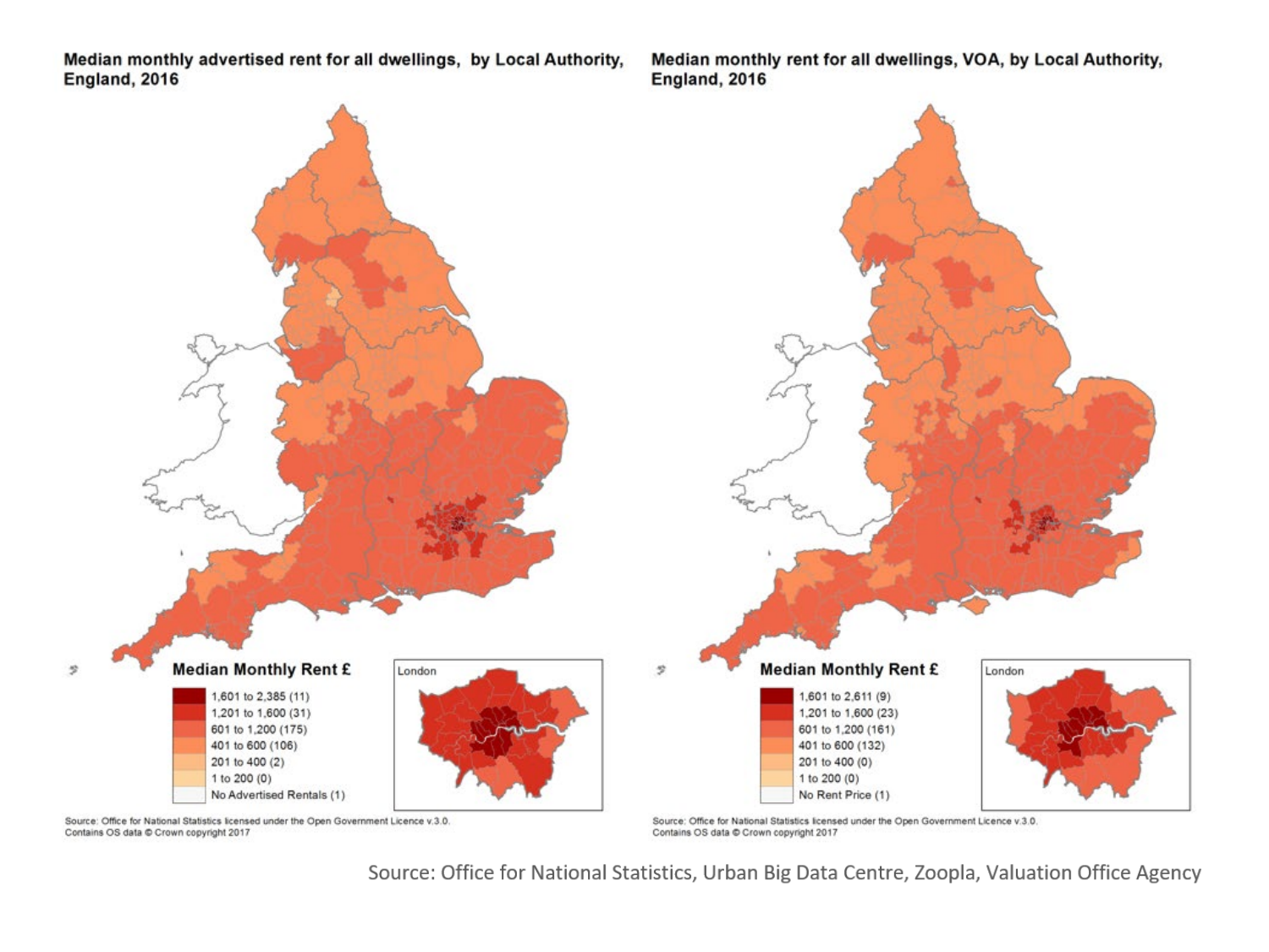**Median monthly advertised rent for all dwellings, by Local Authority, England, 2016**

**Median Monthly Rent £**

- 1,601 to 2,385 (11)
- 1,201 to 1,600 (31)
- 601 to 1,200 (175)
- 401 to 600 (106)
- 201 to 400 (2)
- 1 to 200 (0)
- No Advertised Rentals (1)

London

Source: Office for National Statistics licensed under the Open Government Licence v.3.0.
Contains OS data © Crown copyright 2017

**Median monthly rent for all dwellings, VOA, by Local Authority, England, 2016**

**Median Monthly Rent £**

- 1,601 to 2,611 (9)
- 1,201 to 1,600 (23)
- 601 to 1,200 (161)
- 401 to 600 (132)
- 201 to 400 (0)
- 1 to 200 (0)
- No Rent Price (1)

London

Source: Office for National Statistics licensed under the Open Government Licence v.3.0.
Contains OS data © Crown copyright 2017

Source: Office for National Statistics, Urban Big Data Centre, Zoopla, Valuation Office Agency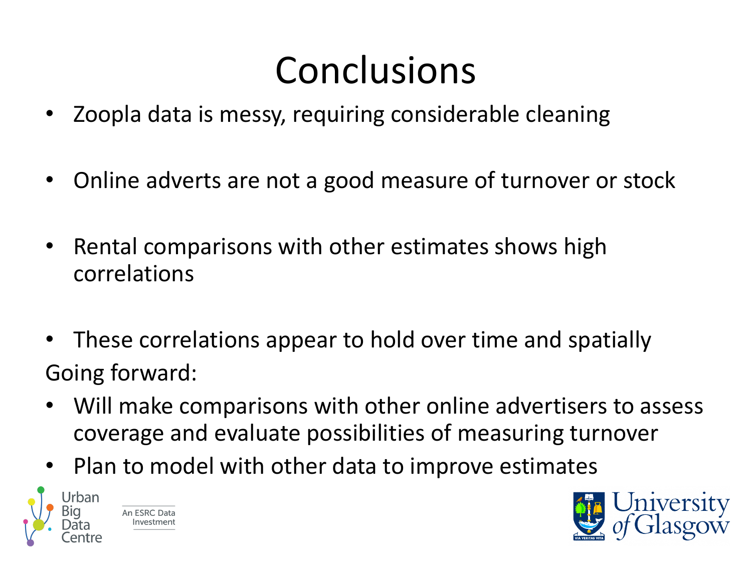# Conclusions

- Zoopla data is messy, requiring considerable cleaning
- Online adverts are not a good measure of turnover or stock
- Rental comparisons with other estimates shows high correlations
- These correlations appear to hold over time and spatially

Going forward:

- Will make comparisons with other online advertisers to assess coverage and evaluate possibilities of measuring turnover
- Plan to model with other data to improve estimates